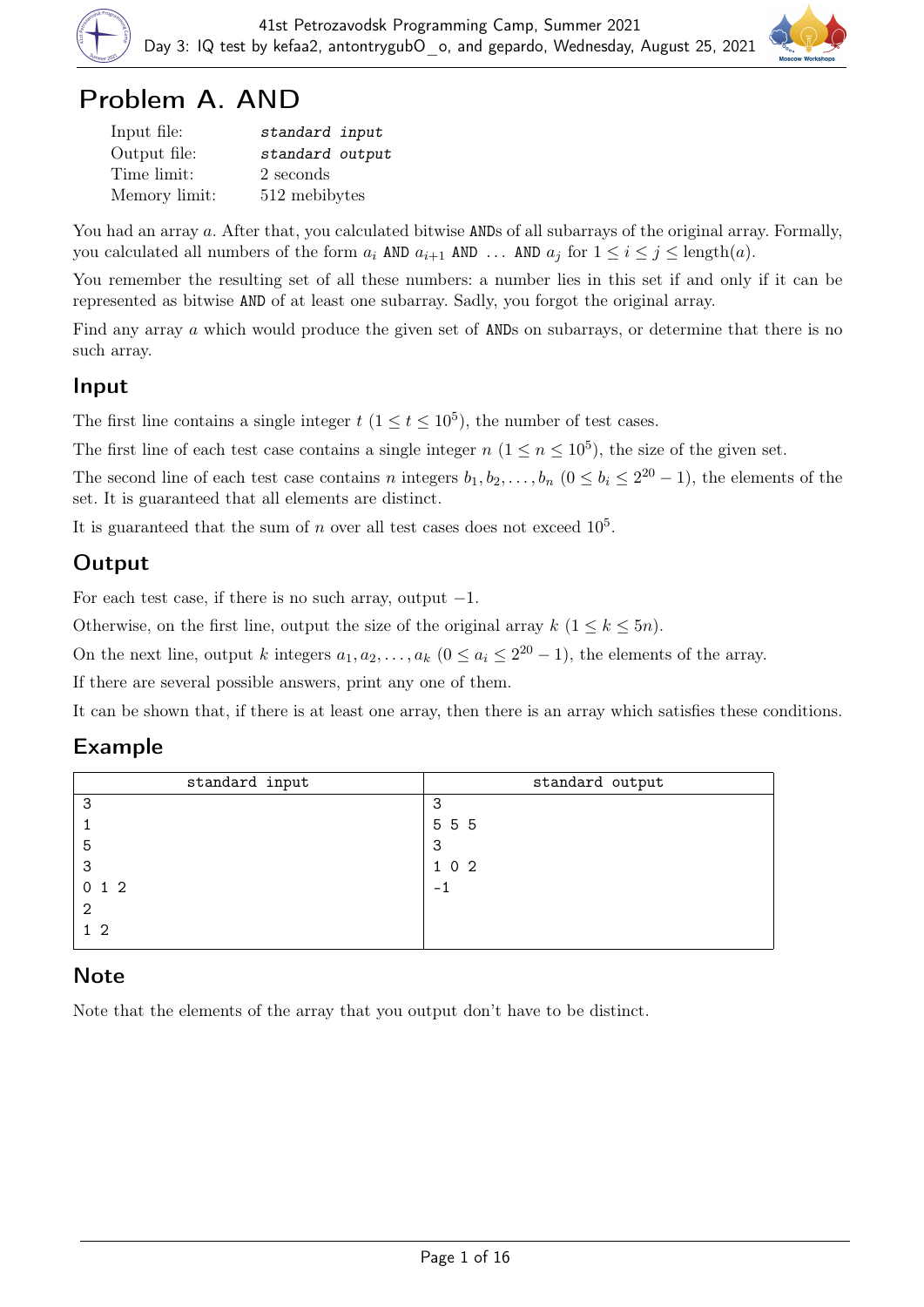# Problem A. AND

| | |
|---|---|
| Input file: | *standard input* |
| Output file: | *standard output* |
| Time limit: | 2 seconds |
| Memory limit: | 512 mebibytes |

You had an array $a$. After that, you calculated bitwise ANDs of all subarrays of the original array. Formally, you calculated all numbers of the form $a_i$ AND $a_{i+1}$ AND $\ldots$ AND $a_j$ for $1 \le i \le j \le \text{length}(a)$.

You remember the resulting set of all these numbers: a number lies in this set if and only if it can be represented as bitwise AND of at least one subarray. Sadly, you forgot the original array.

Find any array $a$ which would produce the given set of ANDs on subarrays, or determine that there is no such array.

## Input

The first line contains a single integer $t$ ($1 \le t \le 10^5$), the number of test cases.

The first line of each test case contains a single integer $n$ ($1 \le n \le 10^5$), the size of the given set.

The second line of each test case contains $n$ integers $b_1, b_2, \ldots, b_n$ ($0 \le b_i \le 2^{20} - 1$), the elements of the set. It is guaranteed that all elements are distinct.

It is guaranteed that the sum of $n$ over all test cases does not exceed $10^5$.

## Output

For each test case, if there is no such array, output $-1$.

Otherwise, on the first line, output the size of the original array $k$ ($1 \le k \le 5n$).

On the next line, output $k$ integers $a_1, a_2, \ldots, a_k$ ($0 \le a_i \le 2^{20} - 1$), the elements of the array.

If there are several possible answers, print any one of them.

It can be shown that, if there is at least one array, then there is an array which satisfies these conditions.

## Example

| standard input | standard output |
|---|---|
| 3<br>1<br>5<br>3<br>0 1 2<br>2<br>1 2 | 3<br>5 5 5<br>3<br>1 0 2<br>-1 |

## Note

Note that the elements of the array that you output don't have to be distinct.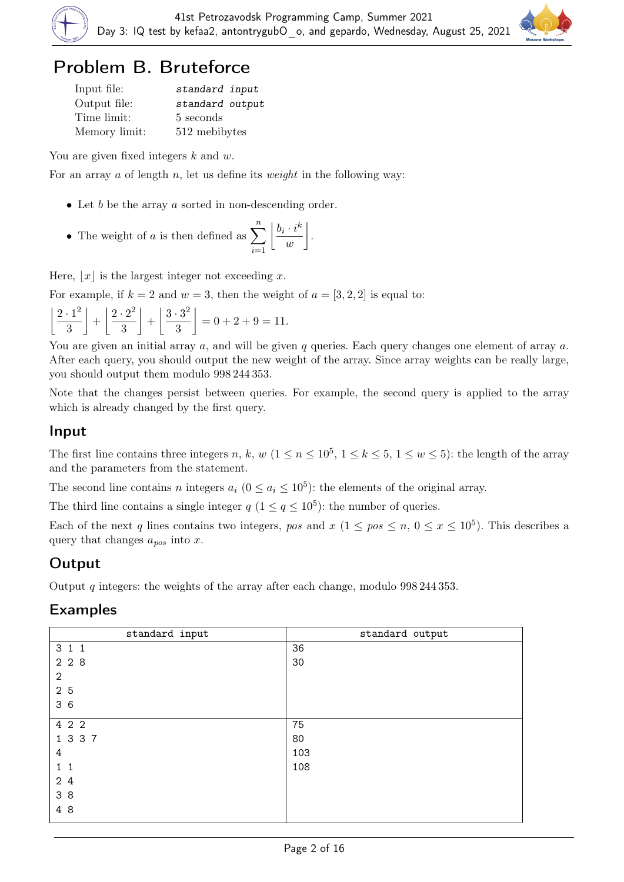# Problem B. Bruteforce

| | |
|---|---|
| Input file: | *standard input* |
| Output file: | *standard output* |
| Time limit: | 5 seconds |
| Memory limit: | 512 mebibytes |

You are given fixed integers $k$ and $w$.

For an array $a$ of length $n$, let us define its *weight* in the following way:

- Let $b$ be the array $a$ sorted in non-descending order.
- The weight of $a$ is then defined as $\sum_{i=1}^{n} \left\lfloor \frac{b_i \cdot i^k}{w} \right\rfloor$.

Here, $\lfloor x \rfloor$ is the largest integer not exceeding $x$.

For example, if $k = 2$ and $w = 3$, then the weight of $a = [3, 2, 2]$ is equal to:

$\left\lfloor \frac{2 \cdot 1^2}{3} \right\rfloor + \left\lfloor \frac{2 \cdot 2^2}{3} \right\rfloor + \left\lfloor \frac{3 \cdot 3^2}{3} \right\rfloor = 0 + 2 + 9 = 11.$

You are given an initial array $a$, and will be given $q$ queries. Each query changes one element of array $a$. After each query, you should output the new weight of the array. Since array weights can be really large, you should output them modulo 998 244 353.

Note that the changes persist between queries. For example, the second query is applied to the array which is already changed by the first query.

## Input

The first line contains three integers $n$, $k$, $w$ ($1 \le n \le 10^5$, $1 \le k \le 5$, $1 \le w \le 5$): the length of the array and the parameters from the statement.

The second line contains $n$ integers $a_i$ ($0 \le a_i \le 10^5$): the elements of the original array.

The third line contains a single integer $q$ ($1 \le q \le 10^5$): the number of queries.

Each of the next $q$ lines contains two integers, $pos$ and $x$ ($1 \le pos \le n$, $0 \le x \le 10^5$). This describes a query that changes $a_{pos}$ into $x$.

## Output

Output $q$ integers: the weights of the array after each change, modulo 998 244 353.

## Examples

| standard input | standard output |
|---|---|
| 3 1 1<br>2 2 8<br>2<br>2 5<br>3 6 | 36<br>30 |
| 4 2 2<br>1 3 3 7<br>4<br>1 1<br>2 4<br>3 8<br>4 8 | 75<br>80<br>103<br>108 |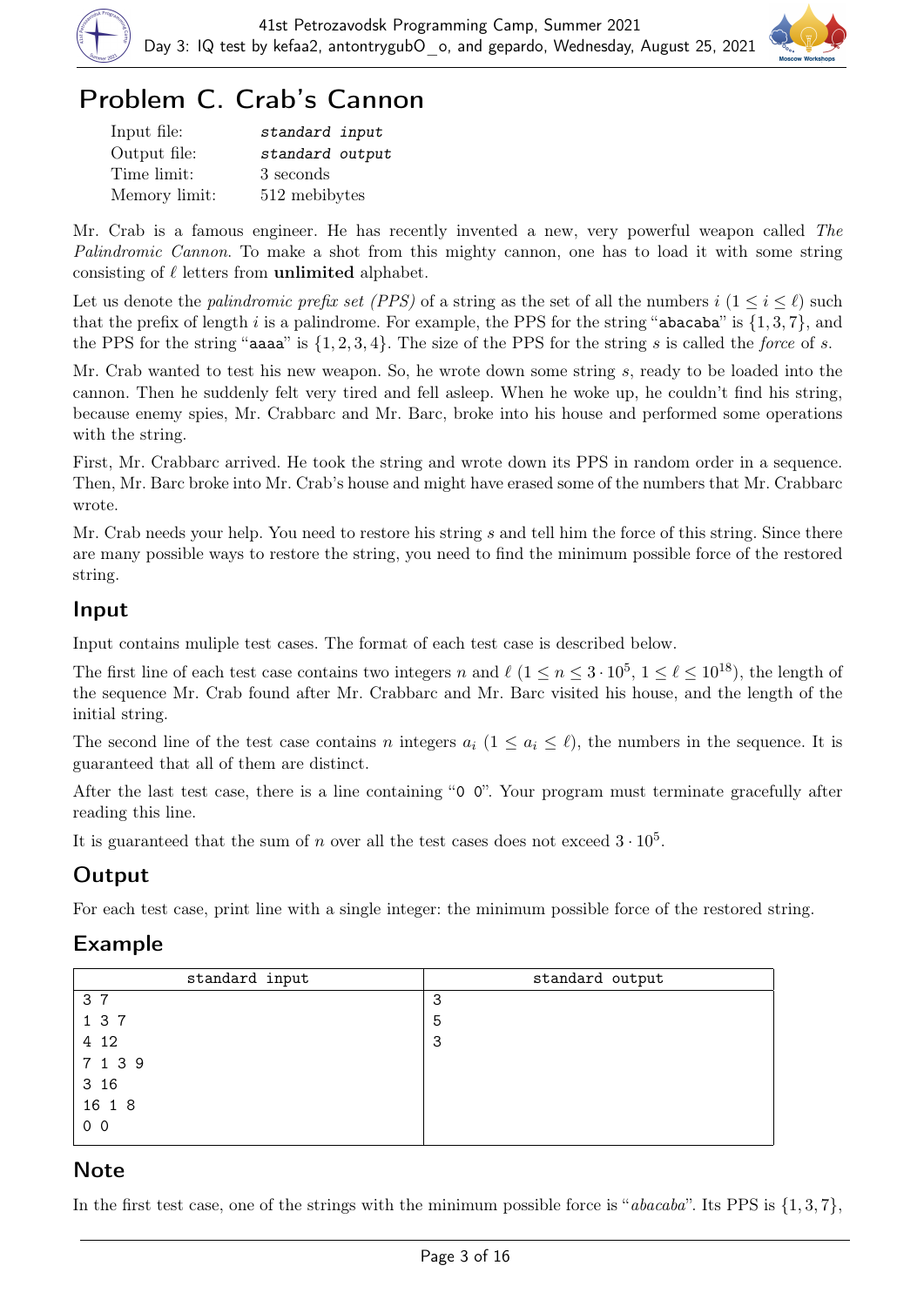# Problem C. Crab's Cannon

| | |
|---|---|
| Input file: | *standard input* |
| Output file: | *standard output* |
| Time limit: | 3 seconds |
| Memory limit: | 512 mebibytes |

Mr. Crab is a famous engineer. He has recently invented a new, very powerful weapon called *The Palindromic Cannon*. To make a shot from this mighty cannon, one has to load it with some string consisting of $\ell$ letters from **unlimited** alphabet.

Let us denote the *palindromic prefix set (PPS)* of a string as the set of all the numbers $i$ ($1 \le i \le \ell$) such that the prefix of length $i$ is a palindrome. For example, the PPS for the string "abacaba" is $\{1, 3, 7\}$, and the PPS for the string "aaaa" is $\{1, 2, 3, 4\}$. The size of the PPS for the string $s$ is called the *force* of $s$.

Mr. Crab wanted to test his new weapon. So, he wrote down some string $s$, ready to be loaded into the cannon. Then he suddenly felt very tired and fell asleep. When he woke up, he couldn't find his string, because enemy spies, Mr. Crabbarc and Mr. Barc, broke into his house and performed some operations with the string.

First, Mr. Crabbarc arrived. He took the string and wrote down its PPS in random order in a sequence. Then, Mr. Barc broke into Mr. Crab's house and might have erased some of the numbers that Mr. Crabbarc wrote.

Mr. Crab needs your help. You need to restore his string $s$ and tell him the force of this string. Since there are many possible ways to restore the string, you need to find the minimum possible force of the restored string.

## Input

Input contains muliple test cases. The format of each test case is described below.

The first line of each test case contains two integers $n$ and $\ell$ ($1 \le n \le 3 \cdot 10^5$, $1 \le \ell \le 10^{18}$), the length of the sequence Mr. Crab found after Mr. Crabbarc and Mr. Barc visited his house, and the length of the initial string.

The second line of the test case contains $n$ integers $a_i$ ($1 \le a_i \le \ell$), the numbers in the sequence. It is guaranteed that all of them are distinct.

After the last test case, there is a line containing "0 0". Your program must terminate gracefully after reading this line.

It is guaranteed that the sum of $n$ over all the test cases does not exceed $3 \cdot 10^5$.

## Output

For each test case, print line with a single integer: the minimum possible force of the restored string.

## Example

| standard input | standard output |
|---|---|
| 3 7<br>1 3 7<br>4 12<br>7 1 3 9<br>3 16<br>16 1 8<br>0 0 | 3<br>5<br>3 |

## Note

In the first test case, one of the strings with the minimum possible force is "*abacaba*". Its PPS is $\{1, 3, 7\}$,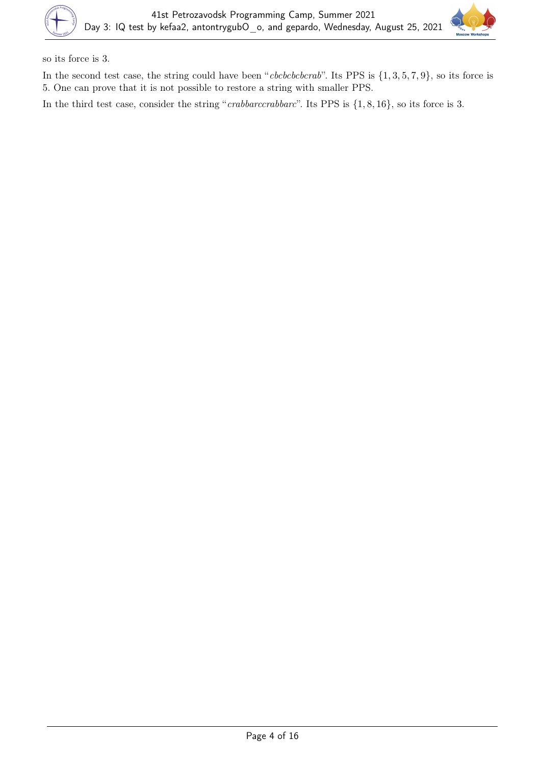so its force is 3.

In the second test case, the string could have been "*cbcbcbcbcrab*". Its PPS is $\{1, 3, 5, 7, 9\}$, so its force is 5. One can prove that it is not possible to restore a string with smaller PPS.

In the third test case, consider the string "*crabbarccrabbarc*". Its PPS is $\{1, 8, 16\}$, so its force is 3.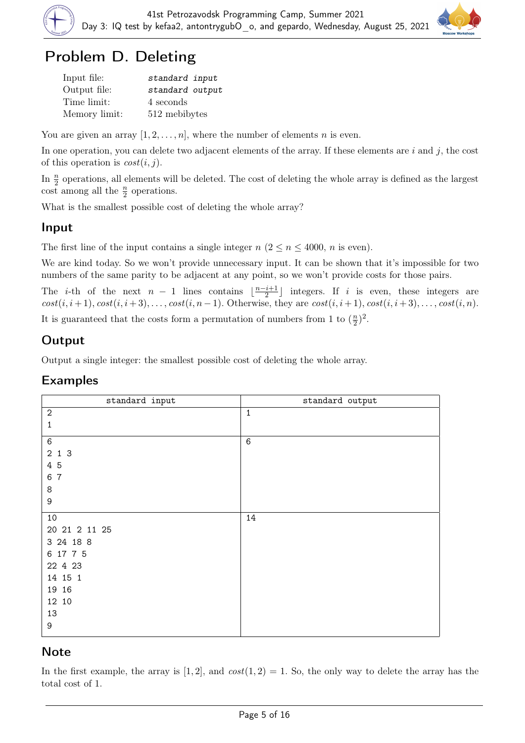# Problem D. Deleting

| | |
|---|---|
| Input file: | *standard input* |
| Output file: | *standard output* |
| Time limit: | 4 seconds |
| Memory limit: | 512 mebibytes |

You are given an array $[1, 2, \ldots, n]$, where the number of elements $n$ is even.

In one operation, you can delete two adjacent elements of the array. If these elements are $i$ and $j$, the cost of this operation is $cost(i, j)$.

In $\frac{n}{2}$ operations, all elements will be deleted. The cost of deleting the whole array is defined as the largest cost among all the $\frac{n}{2}$ operations.

What is the smallest possible cost of deleting the whole array?

## Input

The first line of the input contains a single integer $n$ ($2 \le n \le 4000$, $n$ is even).

We are kind today. So we won't provide unnecessary input. It can be shown that it's impossible for two numbers of the same parity to be adjacent at any point, so we won't provide costs for those pairs.

The $i$-th of the next $n - 1$ lines contains $\lfloor \frac{n-i+1}{2} \rfloor$ integers. If $i$ is even, these integers are $cost(i, i+1), cost(i, i+3), \ldots, cost(i, n-1)$. Otherwise, they are $cost(i, i+1), cost(i, i+3), \ldots, cost(i, n)$.

It is guaranteed that the costs form a permutation of numbers from 1 to $(\frac{n}{2})^2$.

## Output

Output a single integer: the smallest possible cost of deleting the whole array.

## Examples

| standard input | standard output |
|---|---|
| 2<br>1 | 1 |
| 6<br>2 1 3<br>4 5<br>6 7<br>8<br>9 | 6 |
| 10<br>20 21 2 11 25<br>3 24 18 8<br>6 17 7 5<br>22 4 23<br>14 15 1<br>19 16<br>12 10<br>13<br>9 | 14 |

## Note

In the first example, the array is $[1, 2]$, and $cost(1, 2) = 1$. So, the only way to delete the array has the total cost of 1.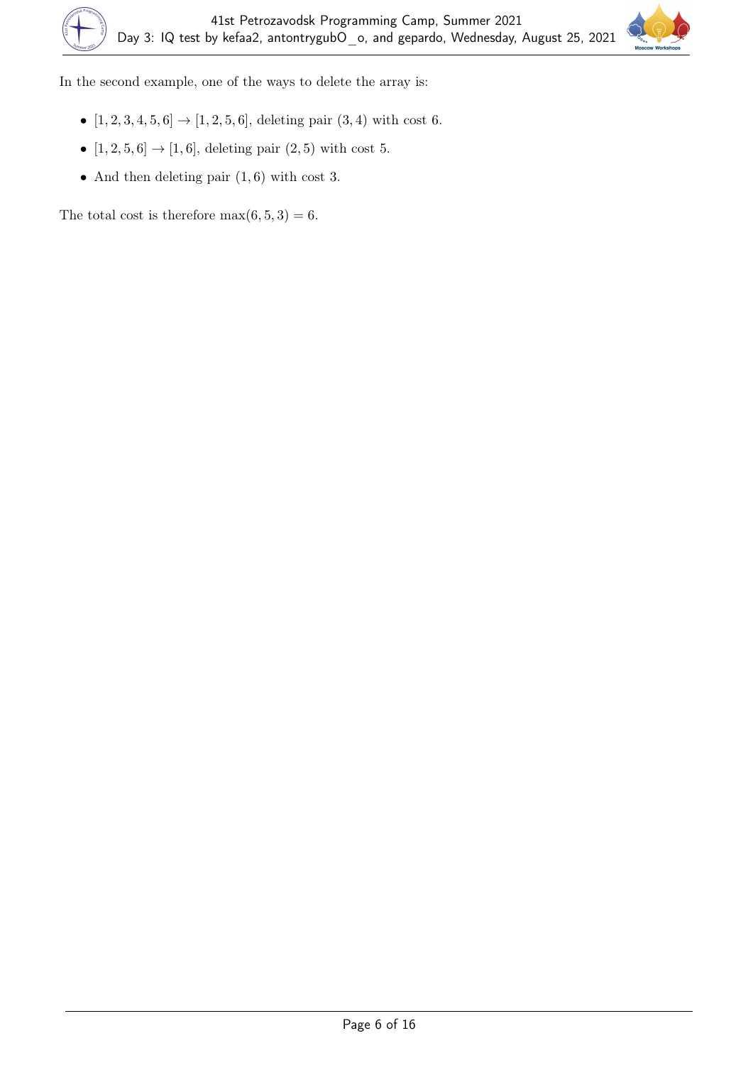In the second example, one of the ways to delete the array is:

- $[1, 2, 3, 4, 5, 6] \to [1, 2, 5, 6]$, deleting pair $(3, 4)$ with cost 6.
- $[1, 2, 5, 6] \to [1, 6]$, deleting pair $(2, 5)$ with cost 5.
- And then deleting pair $(1, 6)$ with cost 3.

The total cost is therefore $\max(6, 5, 3) = 6$.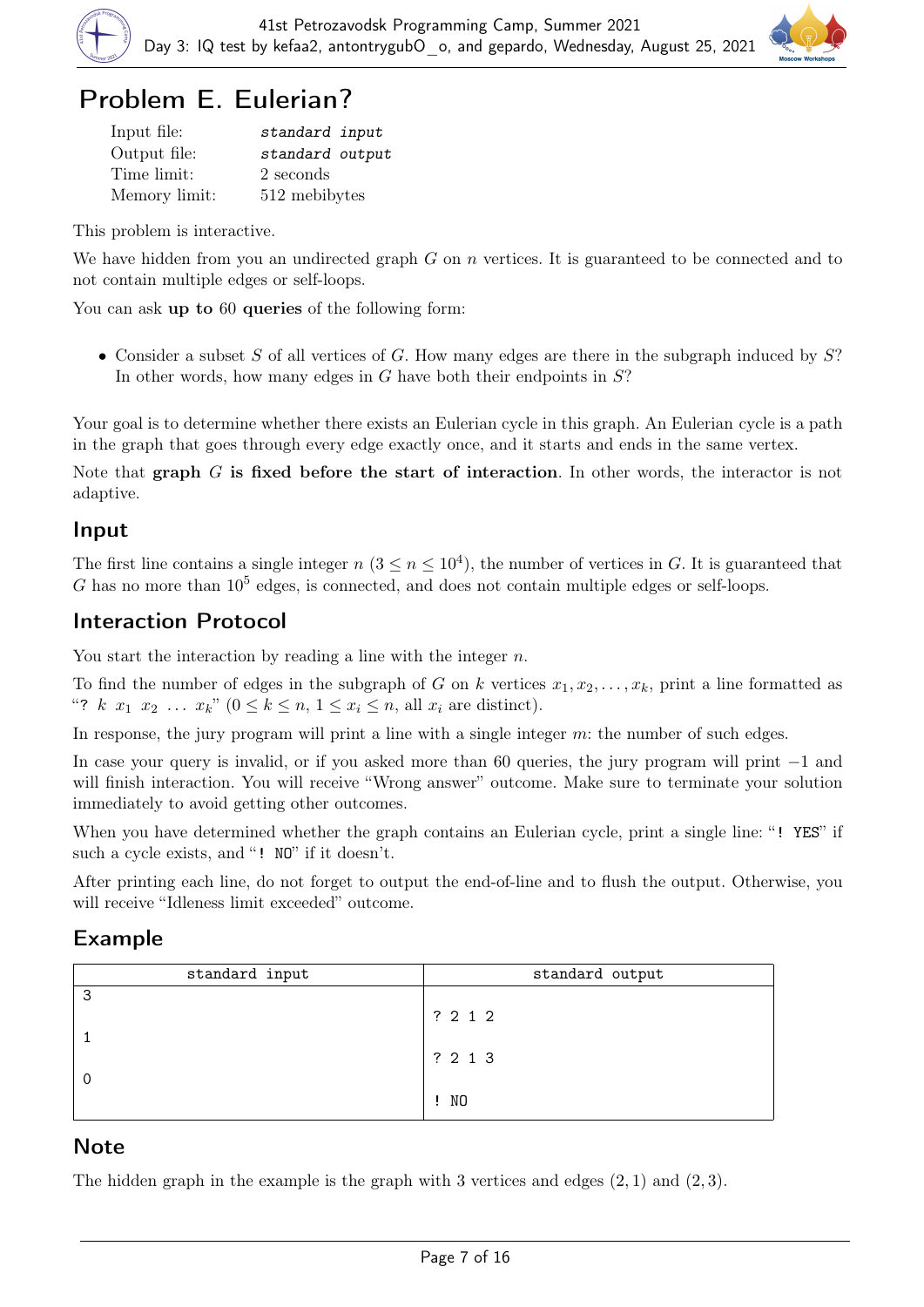# Problem E. Eulerian?

| | |
|---|---|
| Input file: | *standard input* |
| Output file: | *standard output* |
| Time limit: | 2 seconds |
| Memory limit: | 512 mebibytes |

This problem is interactive.

We have hidden from you an undirected graph $G$ on $n$ vertices. It is guaranteed to be connected and to not contain multiple edges or self-loops.

You can ask **up to 60 queries** of the following form:

- Consider a subset $S$ of all vertices of $G$. How many edges are there in the subgraph induced by $S$? In other words, how many edges in $G$ have both their endpoints in $S$?

Your goal is to determine whether there exists an Eulerian cycle in this graph. An Eulerian cycle is a path in the graph that goes through every edge exactly once, and it starts and ends in the same vertex.

Note that **graph $G$ is fixed before the start of interaction**. In other words, the interactor is not adaptive.

## Input

The first line contains a single integer $n$ ($3 \le n \le 10^4$), the number of vertices in $G$. It is guaranteed that $G$ has no more than $10^5$ edges, is connected, and does not contain multiple edges or self-loops.

## Interaction Protocol

You start the interaction by reading a line with the integer $n$.

To find the number of edges in the subgraph of $G$ on $k$ vertices $x_1, x_2, \ldots, x_k$, print a line formatted as "? $k$ $x_1$ $x_2$ $\ldots$ $x_k$" ($0 \le k \le n$, $1 \le x_i \le n$, all $x_i$ are distinct).

In response, the jury program will print a line with a single integer $m$: the number of such edges.

In case your query is invalid, or if you asked more than 60 queries, the jury program will print $-1$ and will finish interaction. You will receive "Wrong answer" outcome. Make sure to terminate your solution immediately to avoid getting other outcomes.

When you have determined whether the graph contains an Eulerian cycle, print a single line: "`! YES`" if such a cycle exists, and "`! NO`" if it doesn't.

After printing each line, do not forget to output the end-of-line and to flush the output. Otherwise, you will receive "Idleness limit exceeded" outcome.

## Example

| standard input | standard output |
|---|---|
| 3 | |
| | ? 2 1 2 |
| 1 | |
| | ? 2 1 3 |
| 0 | |
| | ! NO |

## Note

The hidden graph in the example is the graph with 3 vertices and edges $(2, 1)$ and $(2, 3)$.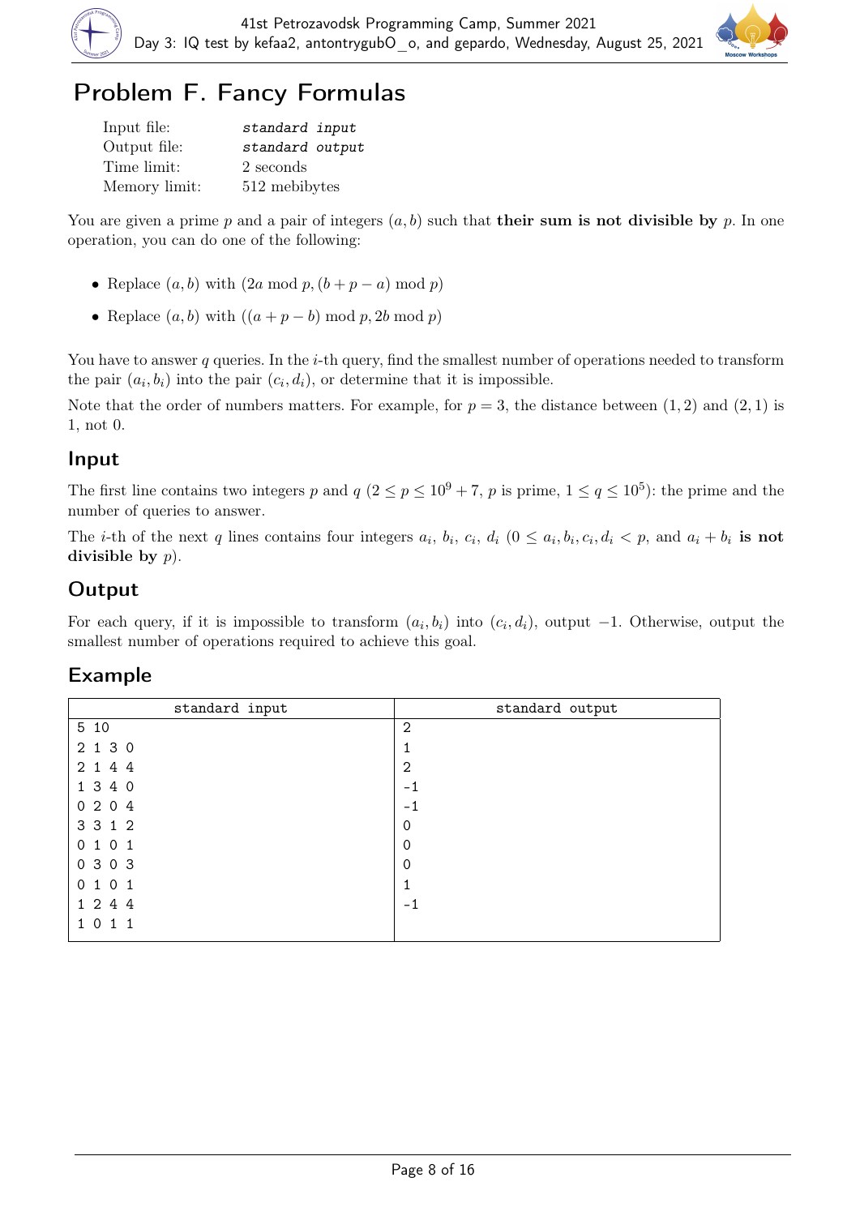# Problem F. Fancy Formulas

| | |
|---|---|
| Input file: | *standard input* |
| Output file: | *standard output* |
| Time limit: | 2 seconds |
| Memory limit: | 512 mebibytes |

You are given a prime $p$ and a pair of integers $(a, b)$ such that **their sum is not divisible by** $p$. In one operation, you can do one of the following:

- Replace $(a, b)$ with $(2a \bmod p, (b + p - a) \bmod p)$
- Replace $(a, b)$ with $((a + p - b) \bmod p, 2b \bmod p)$

You have to answer $q$ queries. In the $i$-th query, find the smallest number of operations needed to transform the pair $(a_i, b_i)$ into the pair $(c_i, d_i)$, or determine that it is impossible.

Note that the order of numbers matters. For example, for $p = 3$, the distance between $(1, 2)$ and $(2, 1)$ is 1, not 0.

## Input

The first line contains two integers $p$ and $q$ ($2 \le p \le 10^9 + 7$, $p$ is prime, $1 \le q \le 10^5$): the prime and the number of queries to answer.

The $i$-th of the next $q$ lines contains four integers $a_i$, $b_i$, $c_i$, $d_i$ ($0 \le a_i, b_i, c_i, d_i < p$, and $a_i + b_i$ **is not divisible by** $p$).

## Output

For each query, if it is impossible to transform $(a_i, b_i)$ into $(c_i, d_i)$, output $-1$. Otherwise, output the smallest number of operations required to achieve this goal.

## Example

| standard input | standard output |
|---|---|
| 5 10<br>2 1 3 0<br>2 1 4 4<br>1 3 4 0<br>0 2 0 4<br>3 3 1 2<br>0 1 0 1<br>0 3 0 3<br>0 1 0 1<br>1 2 4 4<br>1 0 1 1 | 2<br>1<br>2<br>-1<br>-1<br>0<br>0<br>0<br>1<br>-1 |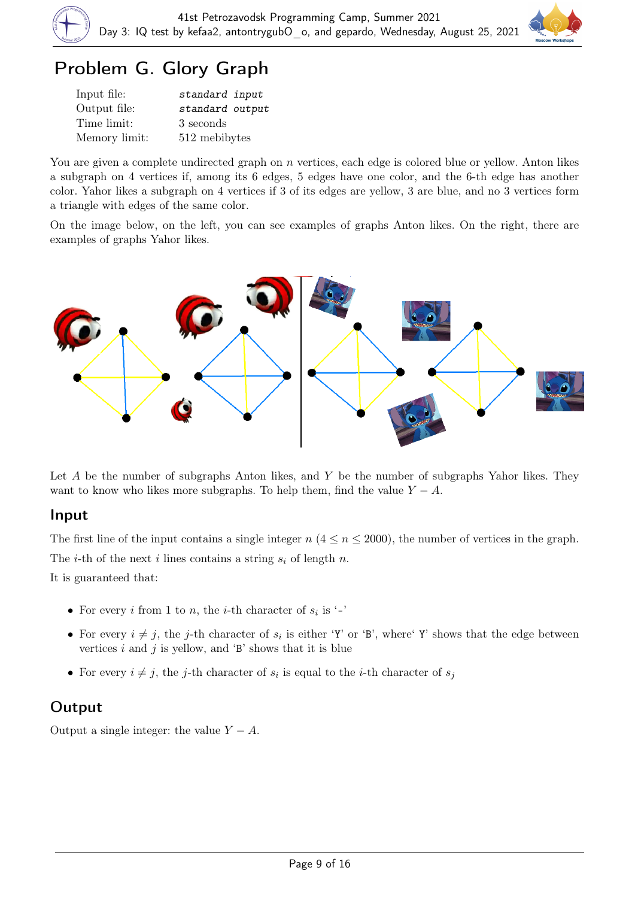# Problem G. Glory Graph

| | |
|---|---|
| Input file: | *standard input* |
| Output file: | *standard output* |
| Time limit: | 3 seconds |
| Memory limit: | 512 mebibytes |

You are given a complete undirected graph on $n$ vertices, each edge is colored blue or yellow. Anton likes a subgraph on 4 vertices if, among its 6 edges, 5 edges have one color, and the 6-th edge has another color. Yahor likes a subgraph on 4 vertices if 3 of its edges are yellow, 3 are blue, and no 3 vertices form a triangle with edges of the same color.

On the image below, on the left, you can see examples of graphs Anton likes. On the right, there are examples of graphs Yahor likes.

Let $A$ be the number of subgraphs Anton likes, and $Y$ be the number of subgraphs Yahor likes. They want to know who likes more subgraphs. To help them, find the value $Y - A$.

## Input

The first line of the input contains a single integer $n$ ($4 \le n \le 2000$), the number of vertices in the graph.

The $i$-th of the next $i$ lines contains a string $s_i$ of length $n$.

It is guaranteed that:

- For every $i$ from 1 to $n$, the $i$-th character of $s_i$ is '-'
- For every $i \neq j$, the $j$-th character of $s_i$ is either 'Y' or 'B', where' Y' shows that the edge between vertices $i$ and $j$ is yellow, and 'B' shows that it is blue
- For every $i \neq j$, the $j$-th character of $s_i$ is equal to the $i$-th character of $s_j$

## Output

Output a single integer: the value $Y - A$.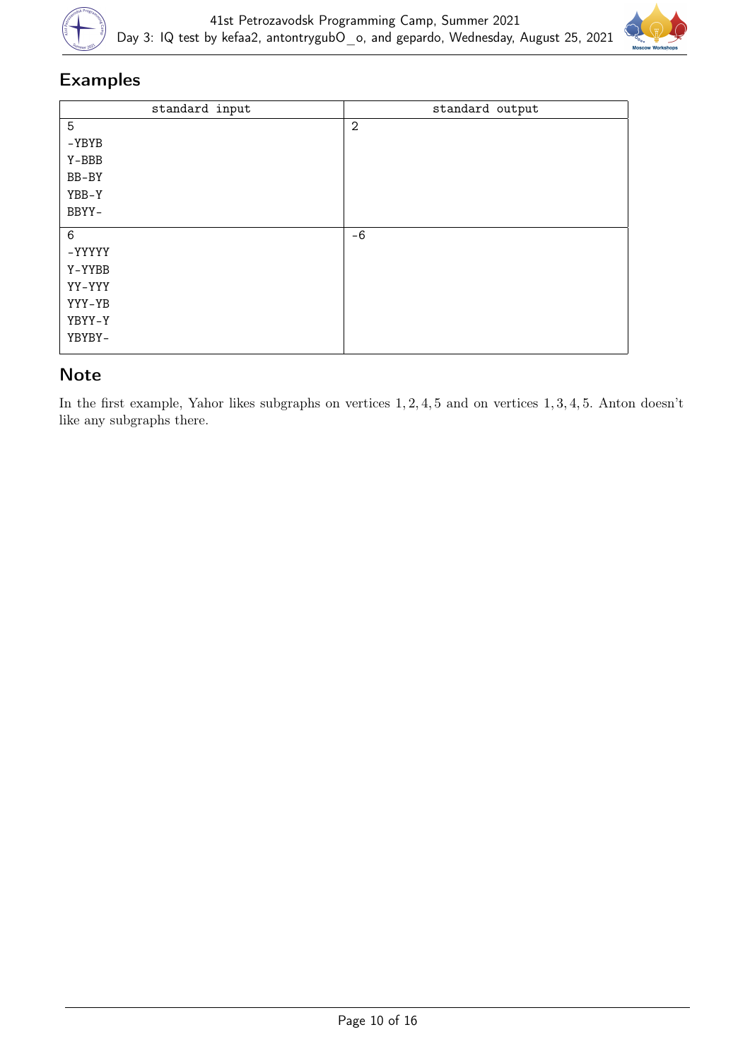## Examples

| standard input | standard output |
|---|---|
| 5<br>-YBYB<br>Y-BBB<br>BB-BY<br>YBB-Y<br>BBYY- | 2 |
| 6<br>-YYYYY<br>Y-YYBB<br>YY-YYY<br>YYY-YB<br>YBYY-Y<br>YBYBY- | -6 |

## Note

In the first example, Yahor likes subgraphs on vertices $1, 2, 4, 5$ and on vertices $1, 3, 4, 5$. Anton doesn't like any subgraphs there.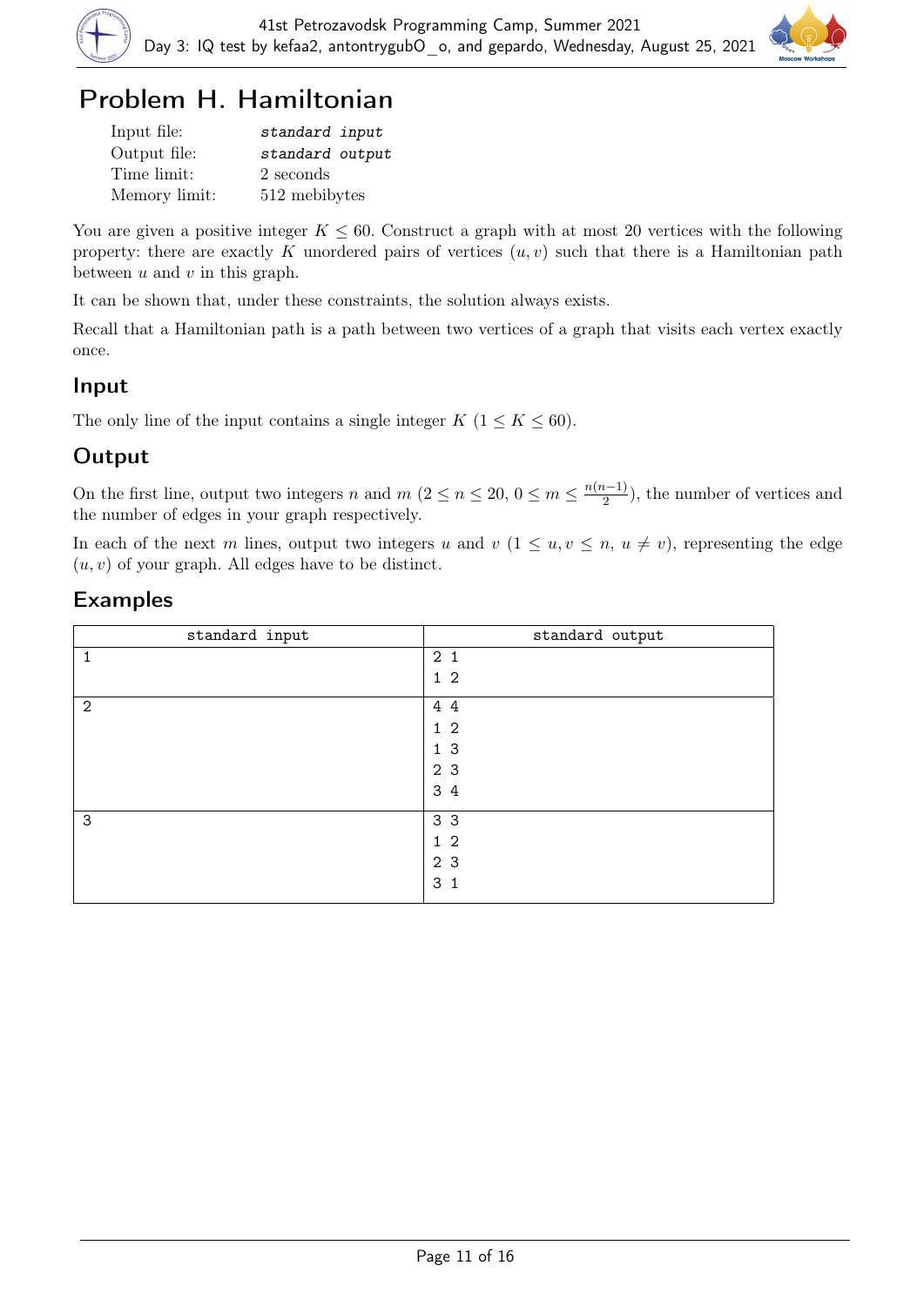# Problem H. Hamiltonian

| | |
|---|---|
| Input file: | *standard input* |
| Output file: | *standard output* |
| Time limit: | 2 seconds |
| Memory limit: | 512 mebibytes |

You are given a positive integer $K \le 60$. Construct a graph with at most 20 vertices with the following property: there are exactly $K$ unordered pairs of vertices $(u, v)$ such that there is a Hamiltonian path between $u$ and $v$ in this graph.

It can be shown that, under these constraints, the solution always exists.

Recall that a Hamiltonian path is a path between two vertices of a graph that visits each vertex exactly once.

## Input

The only line of the input contains a single integer $K$ ($1 \le K \le 60$).

## Output

On the first line, output two integers $n$ and $m$ ($2 \le n \le 20$, $0 \le m \le \frac{n(n-1)}{2}$), the number of vertices and the number of edges in your graph respectively.

In each of the next $m$ lines, output two integers $u$ and $v$ ($1 \le u, v \le n$, $u \ne v$), representing the edge $(u, v)$ of your graph. All edges have to be distinct.

## Examples

| standard input | standard output |
|---|---|
| 1 | 2 1<br>1 2 |
| 2 | 4 4<br>1 2<br>1 3<br>2 3<br>3 4 |
| 3 | 3 3<br>1 2<br>2 3<br>3 1 |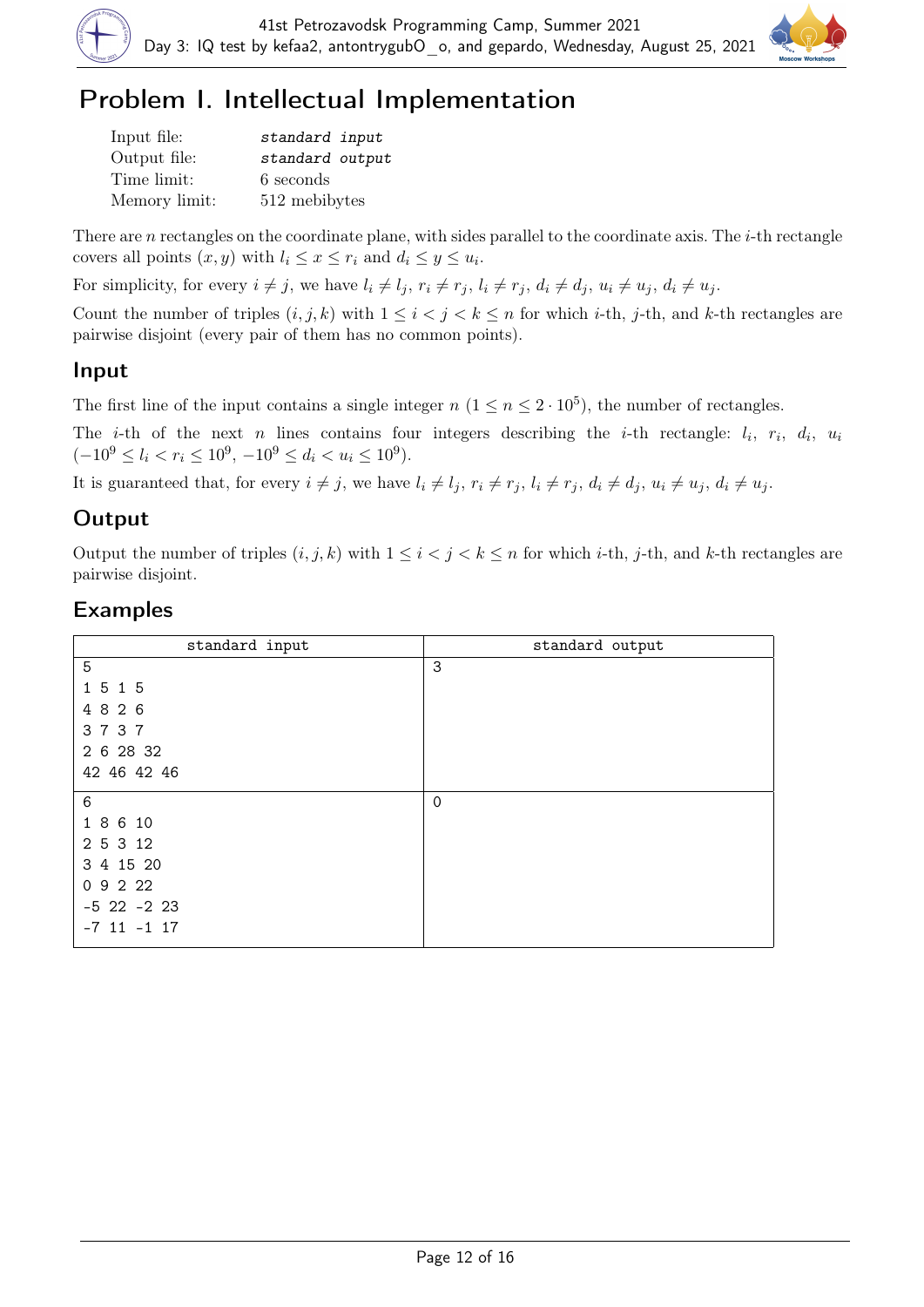# Problem I. Intellectual Implementation

| | |
|---|---|
| Input file: | *standard input* |
| Output file: | *standard output* |
| Time limit: | 6 seconds |
| Memory limit: | 512 mebibytes |

There are $n$ rectangles on the coordinate plane, with sides parallel to the coordinate axis. The $i$-th rectangle covers all points $(x, y)$ with $l_i \le x \le r_i$ and $d_i \le y \le u_i$.

For simplicity, for every $i \ne j$, we have $l_i \ne l_j$, $r_i \ne r_j$, $l_i \ne r_j$, $d_i \ne d_j$, $u_i \ne u_j$, $d_i \ne u_j$.

Count the number of triples $(i, j, k)$ with $1 \le i < j < k \le n$ for which $i$-th, $j$-th, and $k$-th rectangles are pairwise disjoint (every pair of them has no common points).

## Input

The first line of the input contains a single integer $n$ ($1 \le n \le 2 \cdot 10^5$), the number of rectangles.

The $i$-th of the next $n$ lines contains four integers describing the $i$-th rectangle: $l_i$, $r_i$, $d_i$, $u_i$ ($-10^9 \le l_i < r_i \le 10^9$, $-10^9 \le d_i < u_i \le 10^9$).

It is guaranteed that, for every $i \ne j$, we have $l_i \ne l_j$, $r_i \ne r_j$, $l_i \ne r_j$, $d_i \ne d_j$, $u_i \ne u_j$, $d_i \ne u_j$.

## Output

Output the number of triples $(i, j, k)$ with $1 \le i < j < k \le n$ for which $i$-th, $j$-th, and $k$-th rectangles are pairwise disjoint.

## Examples

| standard input | standard output |
|---|---|
| 5<br>1 5 1 5<br>4 8 2 6<br>3 7 3 7<br>2 6 28 32<br>42 46 42 46 | 3 |
| 6<br>1 8 6 10<br>2 5 3 12<br>3 4 15 20<br>0 9 2 22<br>-5 22 -2 23<br>-7 11 -1 17 | 0 |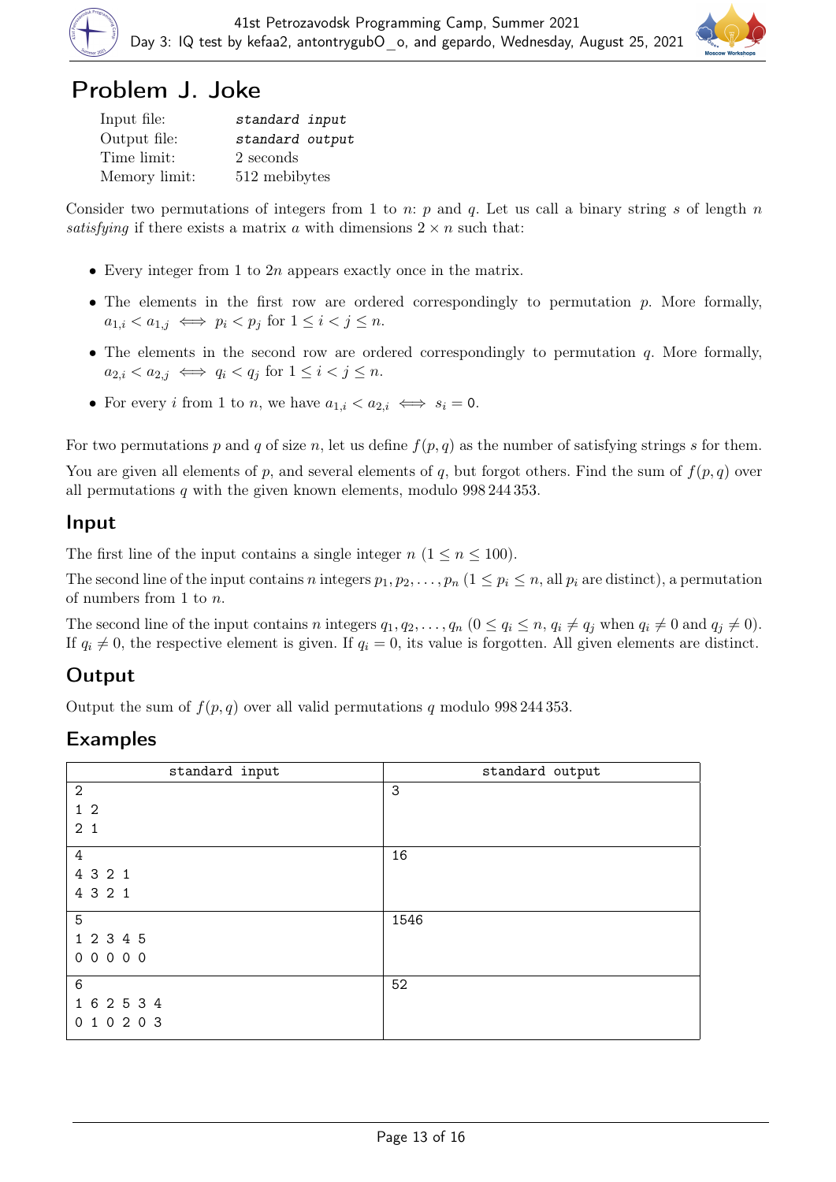# Problem J. Joke

| | |
|---|---|
| Input file: | *standard input* |
| Output file: | *standard output* |
| Time limit: | 2 seconds |
| Memory limit: | 512 mebibytes |

Consider two permutations of integers from 1 to $n$: $p$ and $q$. Let us call a binary string $s$ of length $n$ *satisfying* if there exists a matrix $a$ with dimensions $2 \times n$ such that:

- Every integer from 1 to $2n$ appears exactly once in the matrix.
- The elements in the first row are ordered correspondingly to permutation $p$. More formally, $a_{1,i} < a_{1,j} \iff p_i < p_j$ for $1 \le i < j \le n$.
- The elements in the second row are ordered correspondingly to permutation $q$. More formally, $a_{2,i} < a_{2,j} \iff q_i < q_j$ for $1 \le i < j \le n$.
- For every $i$ from 1 to $n$, we have $a_{1,i} < a_{2,i} \iff s_i = 0$.

For two permutations $p$ and $q$ of size $n$, let us define $f(p, q)$ as the number of satisfying strings $s$ for them.

You are given all elements of $p$, and several elements of $q$, but forgot others. Find the sum of $f(p, q)$ over all permutations $q$ with the given known elements, modulo 998 244 353.

## Input

The first line of the input contains a single integer $n$ ($1 \le n \le 100$).

The second line of the input contains $n$ integers $p_1, p_2, \ldots, p_n$ ($1 \le p_i \le n$, all $p_i$ are distinct), a permutation of numbers from 1 to $n$.

The second line of the input contains $n$ integers $q_1, q_2, \ldots, q_n$ ($0 \le q_i \le n$, $q_i \ne q_j$ when $q_i \ne 0$ and $q_j \ne 0$). If $q_i \ne 0$, the respective element is given. If $q_i = 0$, its value is forgotten. All given elements are distinct.

## Output

Output the sum of $f(p, q)$ over all valid permutations $q$ modulo 998 244 353.

## Examples

| standard input | standard output |
|---|---|
| 2<br>1 2<br>2 1 | 3 |
| 4<br>4 3 2 1<br>4 3 2 1 | 16 |
| 5<br>1 2 3 4 5<br>0 0 0 0 0 | 1546 |
| 6<br>1 6 2 5 3 4<br>0 1 0 2 0 3 | 52 |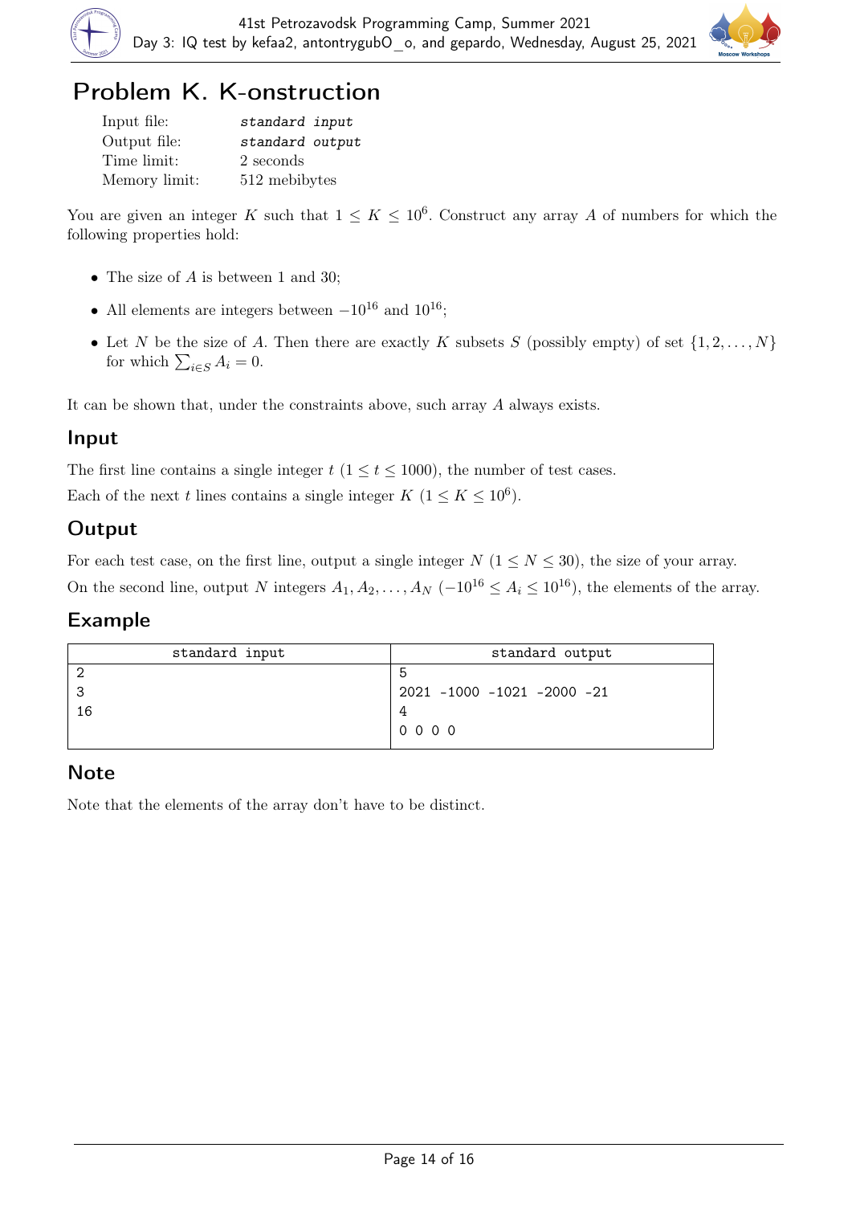# Problem K. K-onstruction

| | |
|---|---|
| Input file: | *standard input* |
| Output file: | *standard output* |
| Time limit: | 2 seconds |
| Memory limit: | 512 mebibytes |

You are given an integer $K$ such that $1 \le K \le 10^6$. Construct any array $A$ of numbers for which the following properties hold:

- The size of $A$ is between 1 and 30;
- All elements are integers between $-10^{16}$ and $10^{16}$;
- Let $N$ be the size of $A$. Then there are exactly $K$ subsets $S$ (possibly empty) of set $\{1, 2, \ldots, N\}$ for which $\sum_{i \in S} A_i = 0$.

It can be shown that, under the constraints above, such array $A$ always exists.

## Input

The first line contains a single integer $t$ ($1 \le t \le 1000$), the number of test cases.

Each of the next $t$ lines contains a single integer $K$ ($1 \le K \le 10^6$).

## Output

For each test case, on the first line, output a single integer $N$ ($1 \le N \le 30$), the size of your array.

On the second line, output $N$ integers $A_1, A_2, \ldots, A_N$ ($-10^{16} \le A_i \le 10^{16}$), the elements of the array.

## Example

| standard input | standard output |
|---|---|
| 2<br>3<br>16 | 5<br>2021 -1000 -1021 -2000 -21<br>4<br>0 0 0 0 |

## Note

Note that the elements of the array don't have to be distinct.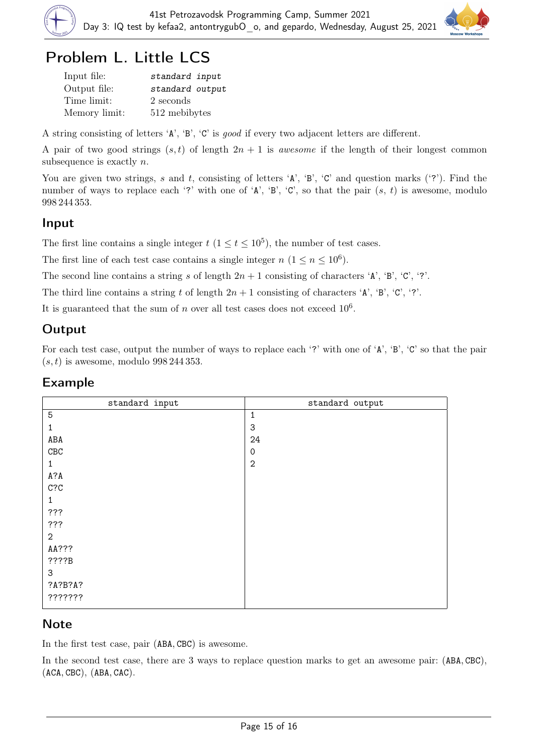# Problem L. Little LCS

| | |
|---|---|
| Input file: | *standard input* |
| Output file: | *standard output* |
| Time limit: | 2 seconds |
| Memory limit: | 512 mebibytes |

A string consisting of letters 'A', 'B', 'C' is *good* if every two adjacent letters are different.

A pair of two good strings $(s, t)$ of length $2n + 1$ is *awesome* if the length of their longest common subsequence is exactly $n$.

You are given two strings, $s$ and $t$, consisting of letters 'A', 'B', 'C' and question marks ('?'). Find the number of ways to replace each '?' with one of 'A', 'B', 'C', so that the pair $(s, t)$ is awesome, modulo 998 244 353.

## Input

The first line contains a single integer $t$ ($1 \le t \le 10^5$), the number of test cases.

The first line of each test case contains a single integer $n$ ($1 \le n \le 10^6$).

The second line contains a string $s$ of length $2n + 1$ consisting of characters 'A', 'B', 'C', '?'.

The third line contains a string $t$ of length $2n + 1$ consisting of characters 'A', 'B', 'C', '?'.

It is guaranteed that the sum of $n$ over all test cases does not exceed $10^6$.

## Output

For each test case, output the number of ways to replace each '?' with one of 'A', 'B', 'C' so that the pair $(s, t)$ is awesome, modulo 998 244 353.

## Example

| standard input | standard output |
|---|---|
| 5<br>1<br>ABA<br>CBC<br>1<br>A?A<br>C?C<br>1<br>???<br>???<br>2<br>AA???<br>????B<br>3<br>?A?B?A?<br>??????? | 1<br>3<br>24<br>0<br>2 |

## Note

In the first test case, pair (ABA, CBC) is awesome.

In the second test case, there are 3 ways to replace question marks to get an awesome pair: (ABA, CBC), (ACA, CBC), (ABA, CAC).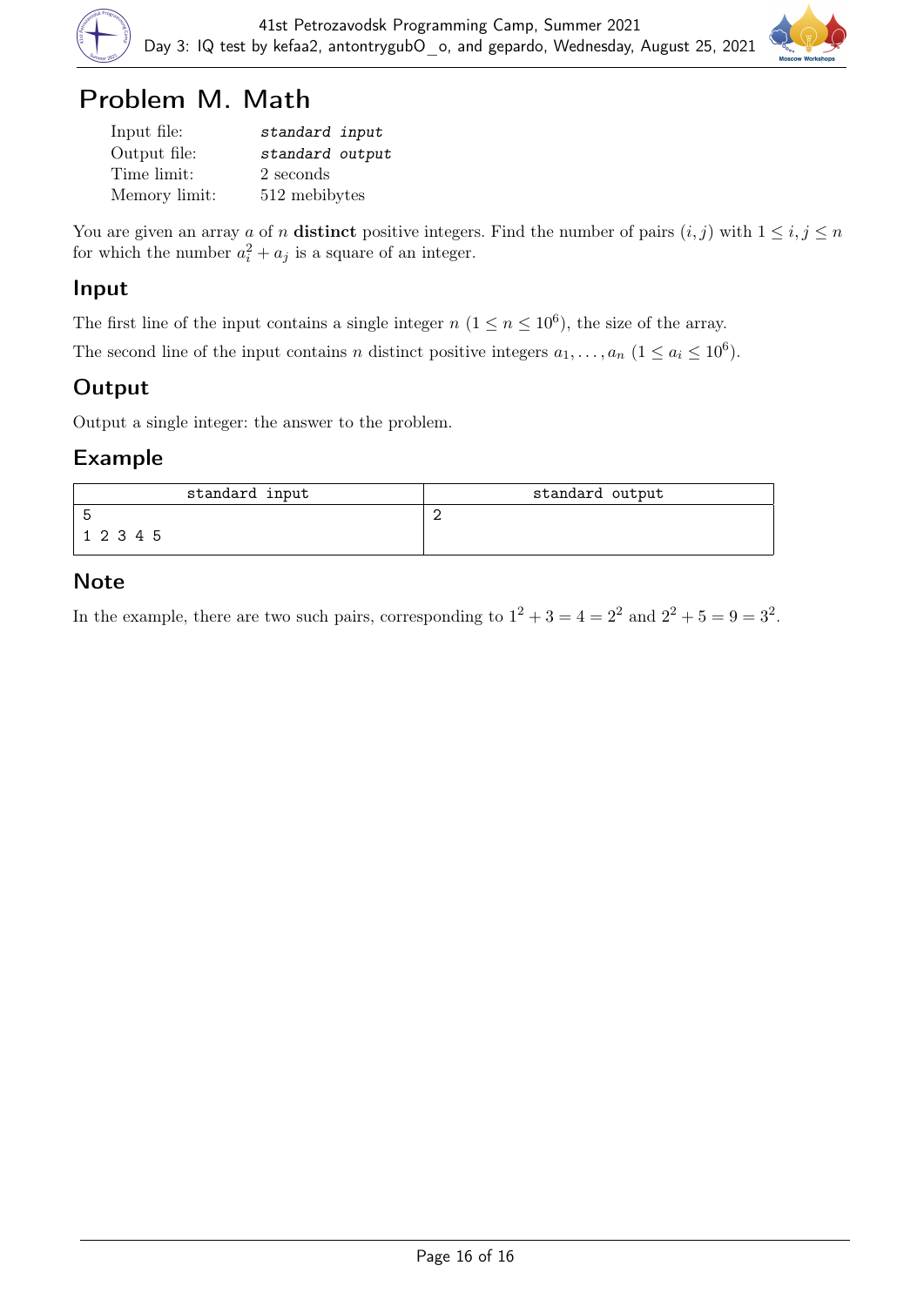# Problem M. Math

| | |
|---|---|
| Input file: | *standard input* |
| Output file: | *standard output* |
| Time limit: | 2 seconds |
| Memory limit: | 512 mebibytes |

You are given an array $a$ of $n$ **distinct** positive integers. Find the number of pairs $(i, j)$ with $1 \le i, j \le n$ for which the number $a_i^2 + a_j$ is a square of an integer.

## Input

The first line of the input contains a single integer $n$ ($1 \le n \le 10^6$), the size of the array.

The second line of the input contains $n$ distinct positive integers $a_1, \ldots, a_n$ ($1 \le a_i \le 10^6$).

## Output

Output a single integer: the answer to the problem.

## Example

| standard input | standard output |
|---|---|
| 5<br>1 2 3 4 5 | 2 |

## Note

In the example, there are two such pairs, corresponding to $1^2 + 3 = 4 = 2^2$ and $2^2 + 5 = 9 = 3^2$.